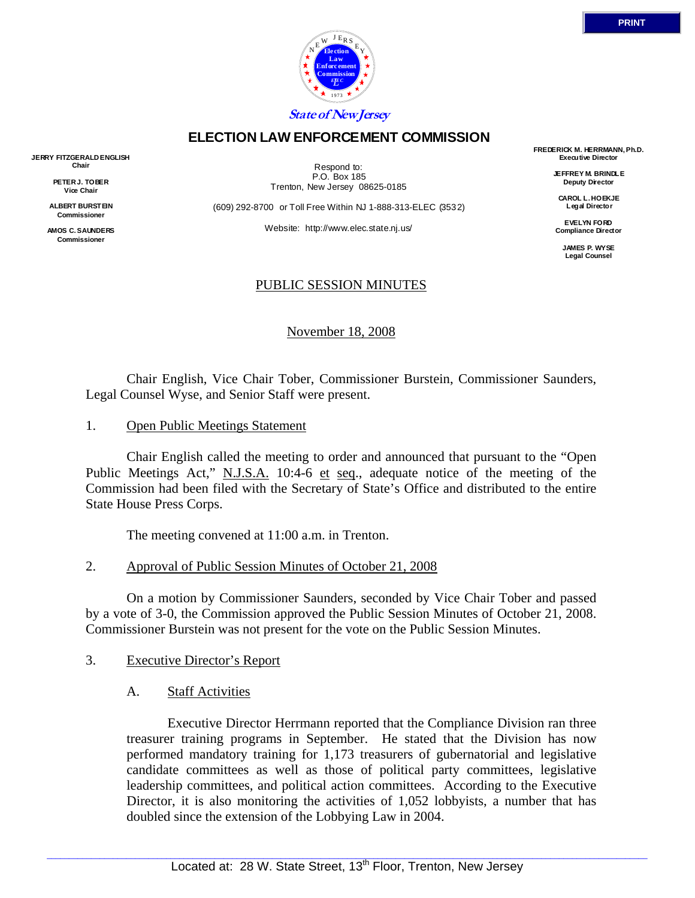State of New Jersey

# ELECTION LAW ENFORCEMENT COMMISSION

**JERRY FITZGERALD ENGLISH**
**Chair**

**PETER J. TOBER**
**Vice Chair**

**ALBERT BURSTEIN**
**Commissioner**

**AMOS C. SAUNDERS**
**Commissioner**

Respond to:
P.O. Box 185
Trenton, New Jersey 08625-0185

(609) 292-8700 or Toll Free Within NJ 1-888-313-ELEC (3532)

Website: http://www.elec.state.nj.us/

**FREDERICK M. HERRMANN, Ph.D.**
**Executive Director**

**JEFFREY M. BRINDLE**
**Deputy Director**

**CAROL L. HOEKJE**
**Legal Director**

**EVELYN FORD**
**Compliance Director**

**JAMES P. WYSE**
**Legal Counsel**

## PUBLIC SESSION MINUTES

November 18, 2008

Chair English, Vice Chair Tober, Commissioner Burstein, Commissioner Saunders, Legal Counsel Wyse, and Senior Staff were present.

1. Open Public Meetings Statement

Chair English called the meeting to order and announced that pursuant to the "Open Public Meetings Act," N.J.S.A. 10:4-6 et seq., adequate notice of the meeting of the Commission had been filed with the Secretary of State's Office and distributed to the entire State House Press Corps.

The meeting convened at 11:00 a.m. in Trenton.

2. Approval of Public Session Minutes of October 21, 2008

On a motion by Commissioner Saunders, seconded by Vice Chair Tober and passed by a vote of 3-0, the Commission approved the Public Session Minutes of October 21, 2008. Commissioner Burstein was not present for the vote on the Public Session Minutes.

3. Executive Director's Report

A. Staff Activities

Executive Director Herrmann reported that the Compliance Division ran three treasurer training programs in September. He stated that the Division has now performed mandatory training for 1,173 treasurers of gubernatorial and legislative candidate committees as well as those of political party committees, legislative leadership committees, and political action committees. According to the Executive Director, it is also monitoring the activities of 1,052 lobbyists, a number that has doubled since the extension of the Lobbying Law in 2004.

Located at: 28 W. State Street, 13th Floor, Trenton, New Jersey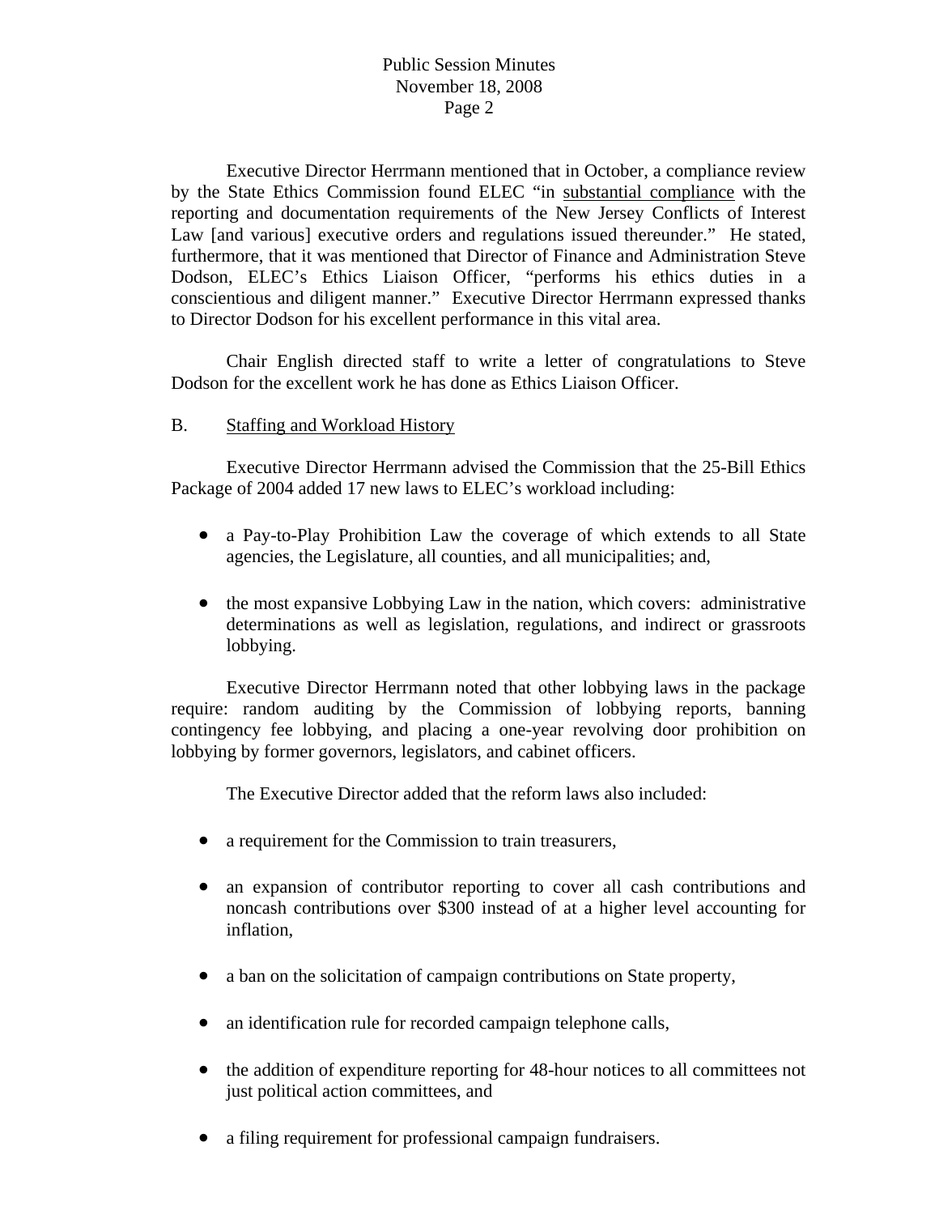Executive Director Herrmann mentioned that in October, a compliance review by the State Ethics Commission found ELEC "in substantial compliance with the reporting and documentation requirements of the New Jersey Conflicts of Interest Law [and various] executive orders and regulations issued thereunder." He stated, furthermore, that it was mentioned that Director of Finance and Administration Steve Dodson, ELEC's Ethics Liaison Officer, "performs his ethics duties in a conscientious and diligent manner." Executive Director Herrmann expressed thanks to Director Dodson for his excellent performance in this vital area.

Chair English directed staff to write a letter of congratulations to Steve Dodson for the excellent work he has done as Ethics Liaison Officer.

B. Staffing and Workload History

Executive Director Herrmann advised the Commission that the 25-Bill Ethics Package of 2004 added 17 new laws to ELEC's workload including:

- a Pay-to-Play Prohibition Law the coverage of which extends to all State agencies, the Legislature, all counties, and all municipalities; and,
- the most expansive Lobbying Law in the nation, which covers: administrative determinations as well as legislation, regulations, and indirect or grassroots lobbying.

Executive Director Herrmann noted that other lobbying laws in the package require: random auditing by the Commission of lobbying reports, banning contingency fee lobbying, and placing a one-year revolving door prohibition on lobbying by former governors, legislators, and cabinet officers.

The Executive Director added that the reform laws also included:

- a requirement for the Commission to train treasurers,
- an expansion of contributor reporting to cover all cash contributions and noncash contributions over $300 instead of at a higher level accounting for inflation,
- a ban on the solicitation of campaign contributions on State property,
- an identification rule for recorded campaign telephone calls,
- the addition of expenditure reporting for 48-hour notices to all committees not just political action committees, and
- a filing requirement for professional campaign fundraisers.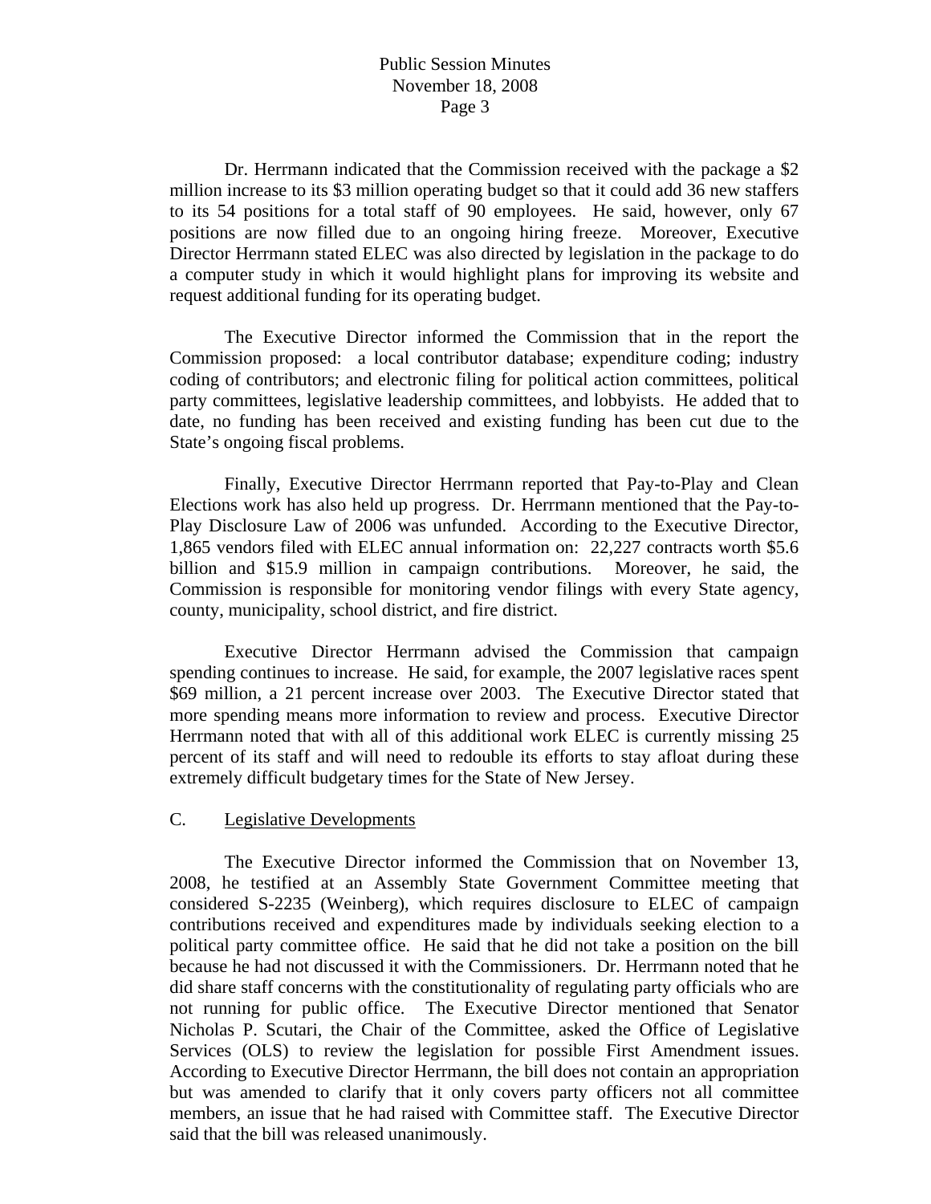Dr. Herrmann indicated that the Commission received with the package a $2 million increase to its $3 million operating budget so that it could add 36 new staffers to its 54 positions for a total staff of 90 employees. He said, however, only 67 positions are now filled due to an ongoing hiring freeze. Moreover, Executive Director Herrmann stated ELEC was also directed by legislation in the package to do a computer study in which it would highlight plans for improving its website and request additional funding for its operating budget.

The Executive Director informed the Commission that in the report the Commission proposed: a local contributor database; expenditure coding; industry coding of contributors; and electronic filing for political action committees, political party committees, legislative leadership committees, and lobbyists. He added that to date, no funding has been received and existing funding has been cut due to the State's ongoing fiscal problems.

Finally, Executive Director Herrmann reported that Pay-to-Play and Clean Elections work has also held up progress. Dr. Herrmann mentioned that the Pay-to-Play Disclosure Law of 2006 was unfunded. According to the Executive Director, 1,865 vendors filed with ELEC annual information on: 22,227 contracts worth $5.6 billion and $15.9 million in campaign contributions. Moreover, he said, the Commission is responsible for monitoring vendor filings with every State agency, county, municipality, school district, and fire district.

Executive Director Herrmann advised the Commission that campaign spending continues to increase. He said, for example, the 2007 legislative races spent $69 million, a 21 percent increase over 2003. The Executive Director stated that more spending means more information to review and process. Executive Director Herrmann noted that with all of this additional work ELEC is currently missing 25 percent of its staff and will need to redouble its efforts to stay afloat during these extremely difficult budgetary times for the State of New Jersey.

C. Legislative Developments

The Executive Director informed the Commission that on November 13, 2008, he testified at an Assembly State Government Committee meeting that considered S-2235 (Weinberg), which requires disclosure to ELEC of campaign contributions received and expenditures made by individuals seeking election to a political party committee office. He said that he did not take a position on the bill because he had not discussed it with the Commissioners. Dr. Herrmann noted that he did share staff concerns with the constitutionality of regulating party officials who are not running for public office. The Executive Director mentioned that Senator Nicholas P. Scutari, the Chair of the Committee, asked the Office of Legislative Services (OLS) to review the legislation for possible First Amendment issues. According to Executive Director Herrmann, the bill does not contain an appropriation but was amended to clarify that it only covers party officers not all committee members, an issue that he had raised with Committee staff. The Executive Director said that the bill was released unanimously.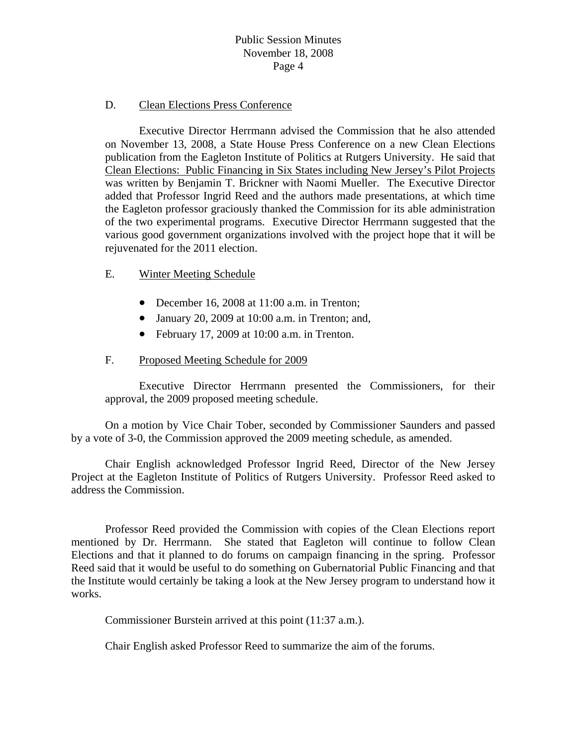D. <u>Clean Elections Press Conference</u>

Executive Director Herrmann advised the Commission that he also attended on November 13, 2008, a State House Press Conference on a new Clean Elections publication from the Eagleton Institute of Politics at Rutgers University. He said that <u>Clean Elections: Public Financing in Six States including New Jersey's Pilot Projects</u> was written by Benjamin T. Brickner with Naomi Mueller. The Executive Director added that Professor Ingrid Reed and the authors made presentations, at which time the Eagleton professor graciously thanked the Commission for its able administration of the two experimental programs. Executive Director Herrmann suggested that the various good government organizations involved with the project hope that it will be rejuvenated for the 2011 election.

E. <u>Winter Meeting Schedule</u>

- December 16, 2008 at 11:00 a.m. in Trenton;
- January 20, 2009 at 10:00 a.m. in Trenton; and,
- February 17, 2009 at 10:00 a.m. in Trenton.

F. <u>Proposed Meeting Schedule for 2009</u>

Executive Director Herrmann presented the Commissioners, for their approval, the 2009 proposed meeting schedule.

On a motion by Vice Chair Tober, seconded by Commissioner Saunders and passed by a vote of 3-0, the Commission approved the 2009 meeting schedule, as amended.

Chair English acknowledged Professor Ingrid Reed, Director of the New Jersey Project at the Eagleton Institute of Politics of Rutgers University. Professor Reed asked to address the Commission.

Professor Reed provided the Commission with copies of the Clean Elections report mentioned by Dr. Herrmann. She stated that Eagleton will continue to follow Clean Elections and that it planned to do forums on campaign financing in the spring. Professor Reed said that it would be useful to do something on Gubernatorial Public Financing and that the Institute would certainly be taking a look at the New Jersey program to understand how it works.

Commissioner Burstein arrived at this point (11:37 a.m.).

Chair English asked Professor Reed to summarize the aim of the forums.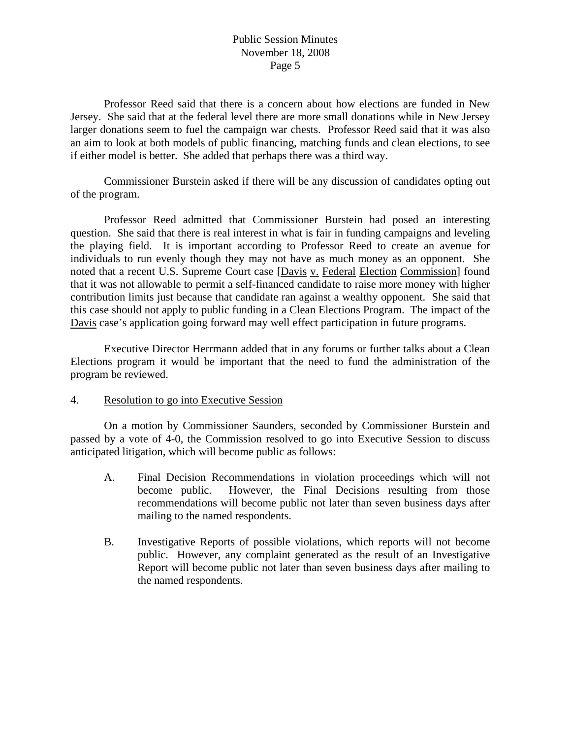Professor Reed said that there is a concern about how elections are funded in New Jersey. She said that at the federal level there are more small donations while in New Jersey larger donations seem to fuel the campaign war chests. Professor Reed said that it was also an aim to look at both models of public financing, matching funds and clean elections, to see if either model is better. She added that perhaps there was a third way.

Commissioner Burstein asked if there will be any discussion of candidates opting out of the program.

Professor Reed admitted that Commissioner Burstein had posed an interesting question. She said that there is real interest in what is fair in funding campaigns and leveling the playing field. It is important according to Professor Reed to create an avenue for individuals to run evenly though they may not have as much money as an opponent. She noted that a recent U.S. Supreme Court case [Davis v. Federal Election Commission] found that it was not allowable to permit a self-financed candidate to raise more money with higher contribution limits just because that candidate ran against a wealthy opponent. She said that this case should not apply to public funding in a Clean Elections Program. The impact of the Davis case's application going forward may well effect participation in future programs.

Executive Director Herrmann added that in any forums or further talks about a Clean Elections program it would be important that the need to fund the administration of the program be reviewed.

4. Resolution to go into Executive Session

On a motion by Commissioner Saunders, seconded by Commissioner Burstein and passed by a vote of 4-0, the Commission resolved to go into Executive Session to discuss anticipated litigation, which will become public as follows:

A. Final Decision Recommendations in violation proceedings which will not become public. However, the Final Decisions resulting from those recommendations will become public not later than seven business days after mailing to the named respondents.

B. Investigative Reports of possible violations, which reports will not become public. However, any complaint generated as the result of an Investigative Report will become public not later than seven business days after mailing to the named respondents.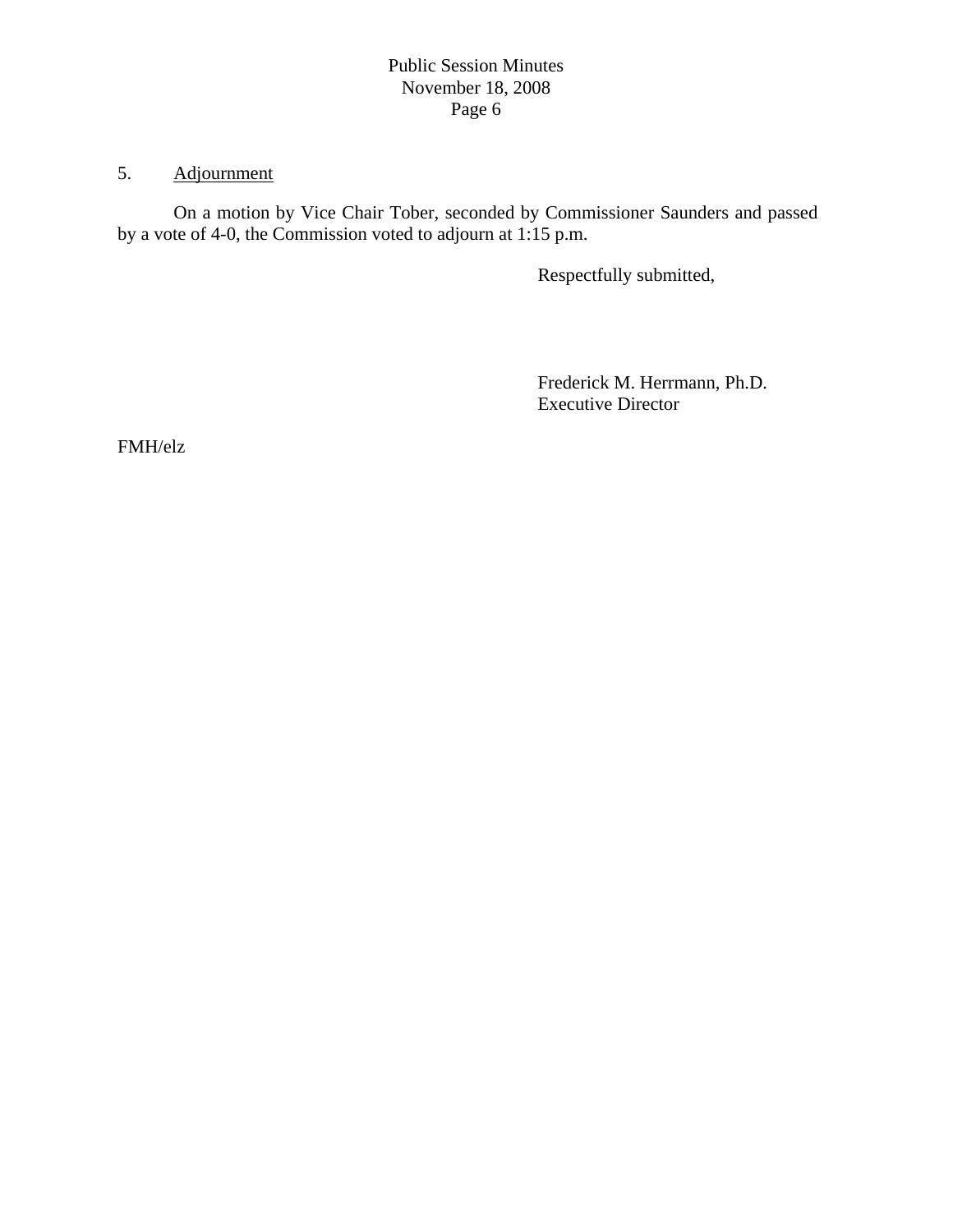5. <u>Adjournment</u>

On a motion by Vice Chair Tober, seconded by Commissioner Saunders and passed by a vote of 4-0, the Commission voted to adjourn at 1:15 p.m.

Respectfully submitted,

Frederick M. Herrmann, Ph.D.
Executive Director

FMH/elz